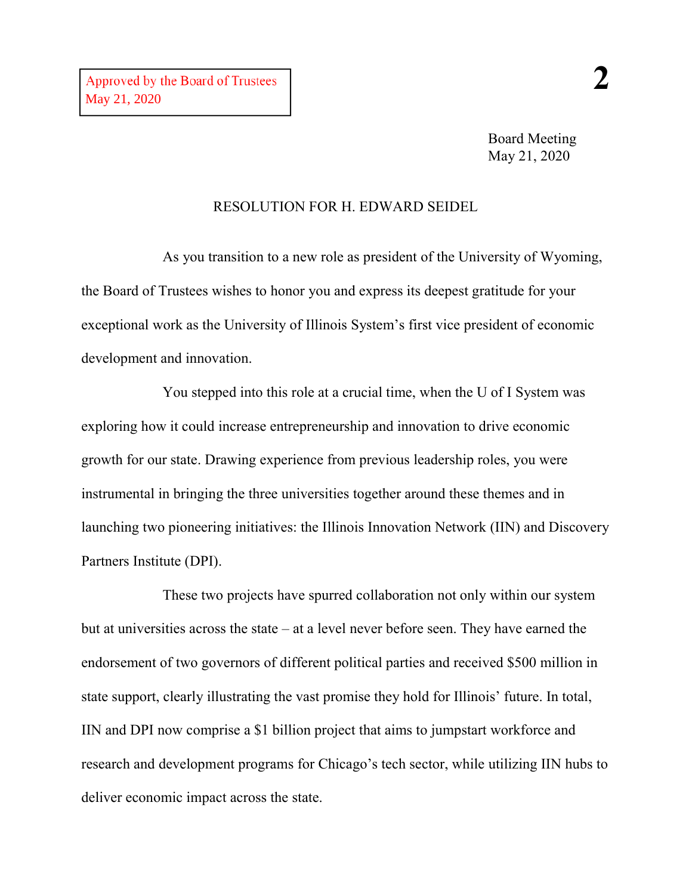Approved by the Board of Trustees
May 21, 2020

**2**

Board Meeting
May 21, 2020

# RESOLUTION FOR H. EDWARD SEIDEL

As you transition to a new role as president of the University of Wyoming, the Board of Trustees wishes to honor you and express its deepest gratitude for your exceptional work as the University of Illinois System's first vice president of economic development and innovation.

You stepped into this role at a crucial time, when the U of I System was exploring how it could increase entrepreneurship and innovation to drive economic growth for our state. Drawing experience from previous leadership roles, you were instrumental in bringing the three universities together around these themes and in launching two pioneering initiatives: the Illinois Innovation Network (IIN) and Discovery Partners Institute (DPI).

These two projects have spurred collaboration not only within our system but at universities across the state – at a level never before seen. They have earned the endorsement of two governors of different political parties and received $500 million in state support, clearly illustrating the vast promise they hold for Illinois' future. In total, IIN and DPI now comprise a $1 billion project that aims to jumpstart workforce and research and development programs for Chicago's tech sector, while utilizing IIN hubs to deliver economic impact across the state.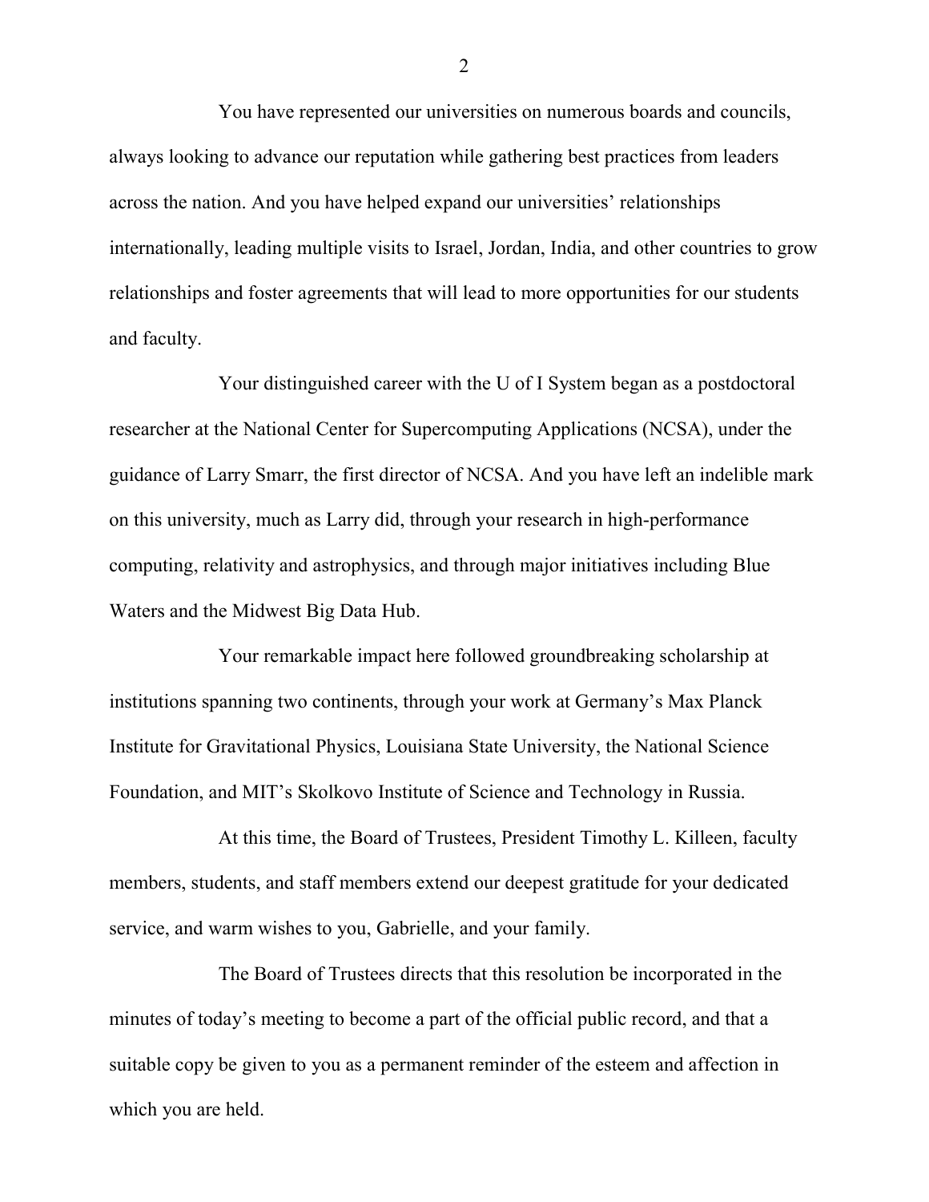You have represented our universities on numerous boards and councils, always looking to advance our reputation while gathering best practices from leaders across the nation. And you have helped expand our universities' relationships internationally, leading multiple visits to Israel, Jordan, India, and other countries to grow relationships and foster agreements that will lead to more opportunities for our students and faculty.

Your distinguished career with the U of I System began as a postdoctoral researcher at the National Center for Supercomputing Applications (NCSA), under the guidance of Larry Smarr, the first director of NCSA. And you have left an indelible mark on this university, much as Larry did, through your research in high-performance computing, relativity and astrophysics, and through major initiatives including Blue Waters and the Midwest Big Data Hub.

Your remarkable impact here followed groundbreaking scholarship at institutions spanning two continents, through your work at Germany's Max Planck Institute for Gravitational Physics, Louisiana State University, the National Science Foundation, and MIT's Skolkovo Institute of Science and Technology in Russia.

At this time, the Board of Trustees, President Timothy L. Killeen, faculty members, students, and staff members extend our deepest gratitude for your dedicated service, and warm wishes to you, Gabrielle, and your family.

The Board of Trustees directs that this resolution be incorporated in the minutes of today's meeting to become a part of the official public record, and that a suitable copy be given to you as a permanent reminder of the esteem and affection in which you are held.